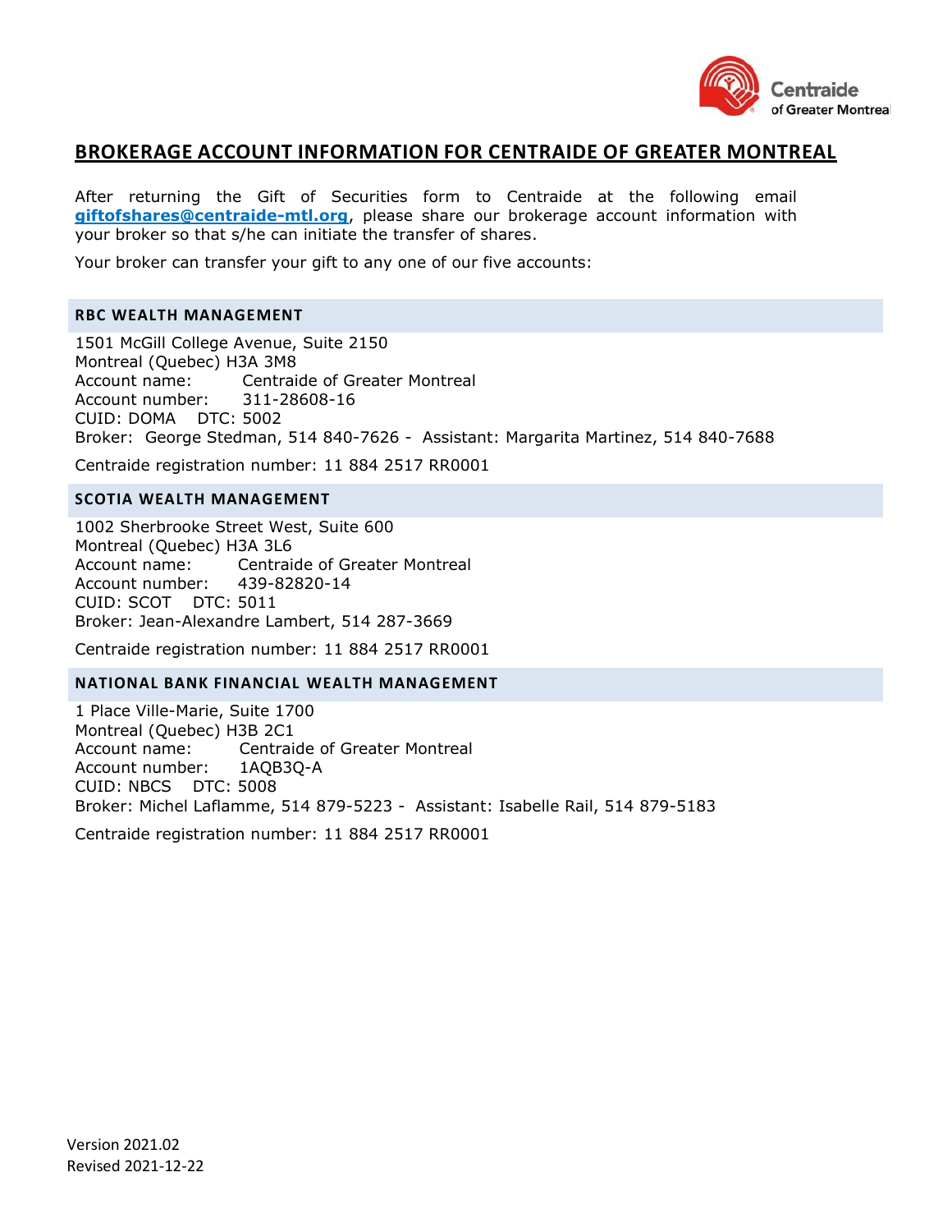# BROKERAGE ACCOUNT INFORMATION FOR CENTRAIDE OF GREATER MONTREAL

After returning the Gift of Securities form to Centraide at the following email **giftofshares@centraide-mtl.org**, please share our brokerage account information with your broker so that s/he can initiate the transfer of shares.

Your broker can transfer your gift to any one of our five accounts:

## RBC WEALTH MANAGEMENT

1501 McGill College Avenue, Suite 2150
Montreal (Quebec) H3A 3M8
Account name: Centraide of Greater Montreal
Account number: 311-28608-16
CUID: DOMA DTC: 5002
Broker: George Stedman, 514 840-7626 - Assistant: Margarita Martinez, 514 840-7688

Centraide registration number: 11 884 2517 RR0001

## SCOTIA WEALTH MANAGEMENT

1002 Sherbrooke Street West, Suite 600
Montreal (Quebec) H3A 3L6
Account name: Centraide of Greater Montreal
Account number: 439-82820-14
CUID: SCOT DTC: 5011
Broker: Jean-Alexandre Lambert, 514 287-3669

Centraide registration number: 11 884 2517 RR0001

## NATIONAL BANK FINANCIAL WEALTH MANAGEMENT

1 Place Ville-Marie, Suite 1700
Montreal (Quebec) H3B 2C1
Account name: Centraide of Greater Montreal
Account number: 1AQB3Q-A
CUID: NBCS DTC: 5008
Broker: Michel Laflamme, 514 879-5223 - Assistant: Isabelle Rail, 514 879-5183

Centraide registration number: 11 884 2517 RR0001

Version 2021.02
Revised 2021-12-22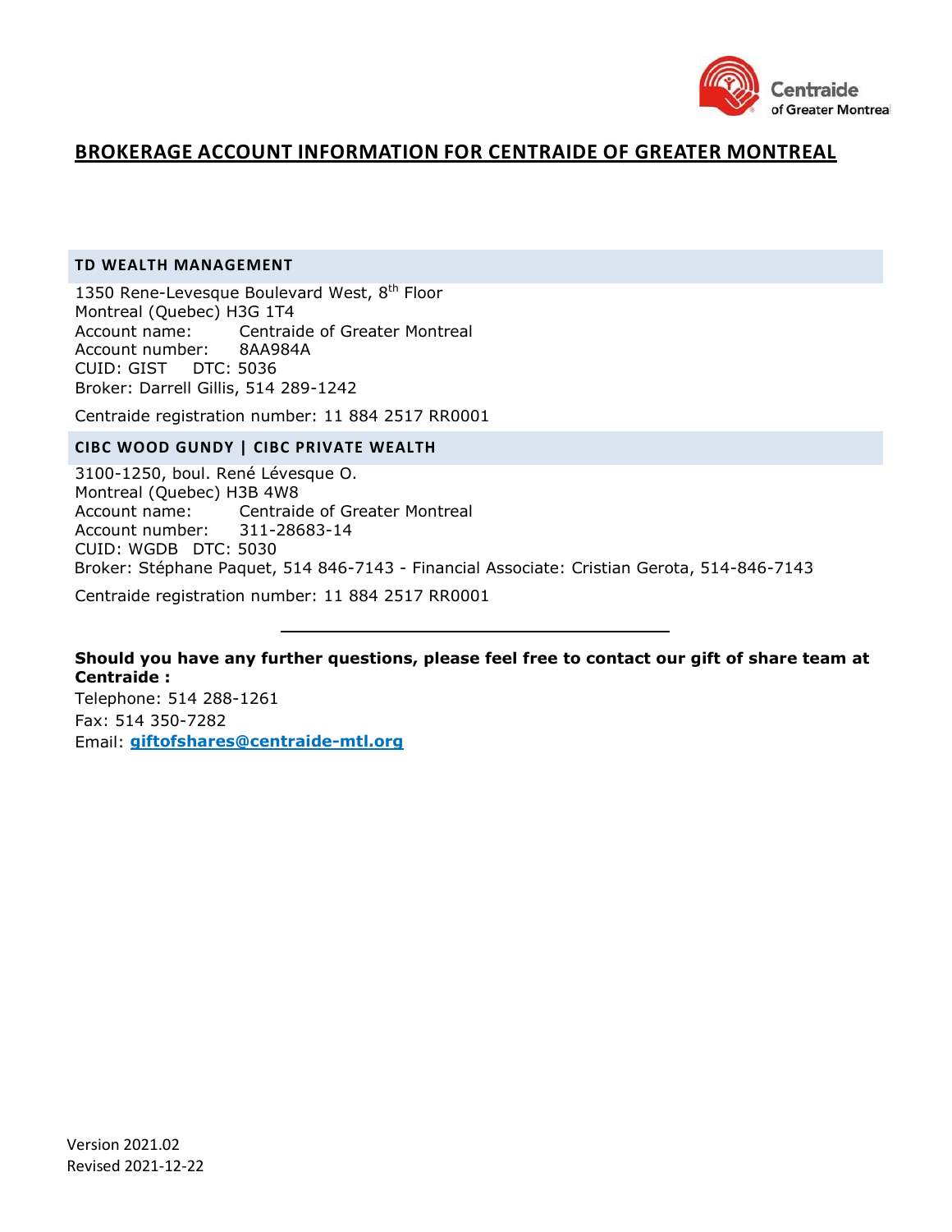# BROKERAGE ACCOUNT INFORMATION FOR CENTRAIDE OF GREATER MONTREAL

## TD WEALTH MANAGEMENT

1350 Rene-Levesque Boulevard West, 8th Floor
Montreal (Quebec) H3G 1T4
Account name: Centraide of Greater Montreal
Account number: 8AA984A
CUID: GIST DTC: 5036
Broker: Darrell Gillis, 514 289-1242

Centraide registration number: 11 884 2517 RR0001

## CIBC WOOD GUNDY | CIBC PRIVATE WEALTH

3100-1250, boul. René Lévesque O.
Montreal (Quebec) H3B 4W8
Account name: Centraide of Greater Montreal
Account number: 311-28683-14
CUID: WGDB DTC: 5030
Broker: Stéphane Paquet, 514 846-7143 - Financial Associate: Cristian Gerota, 514-846-7143

Centraide registration number: 11 884 2517 RR0001

---

**Should you have any further questions, please feel free to contact our gift of share team at Centraide :**

Telephone: 514 288-1261
Fax: 514 350-7282
Email: **giftofshares@centraide-mtl.org**

Version 2021.02
Revised 2021-12-22